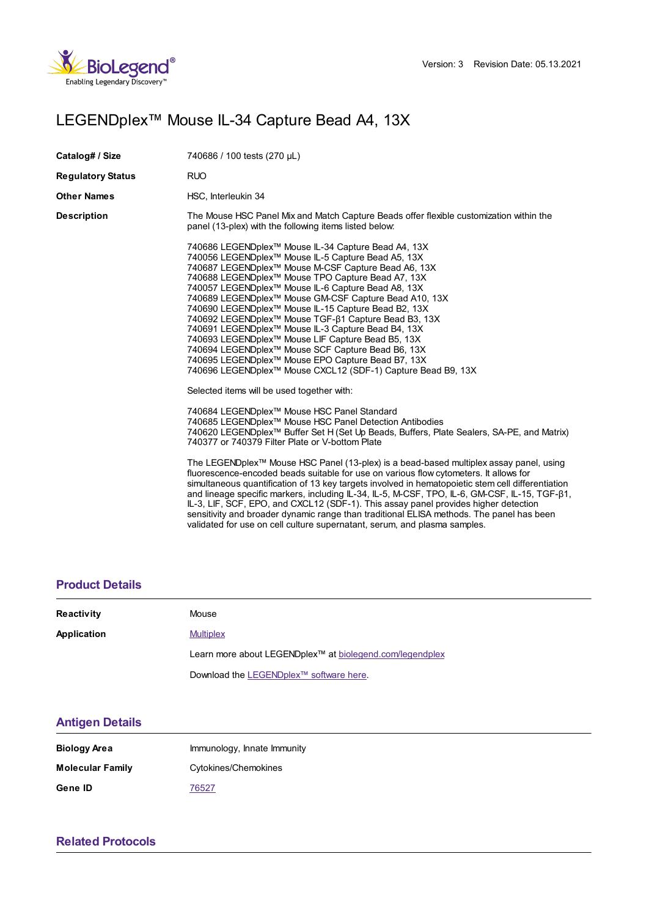Version: 3 Revision Date: 05.13.2021

# LEGENDplex™ Mouse IL-34 Capture Bead A4, 13X

| | |
|---|---|
| **Catalog# / Size** | 740686 / 100 tests (270 µL) |
| **Regulatory Status** | RUO |
| **Other Names** | HSC, Interleukin 34 |
| **Description** | The Mouse HSC Panel Mix and Match Capture Beads offer flexible customization within the panel (13-plex) with the following items listed below: |

740686 LEGENDplex™ Mouse IL-34 Capture Bead A4, 13X
740056 LEGENDplex™ Mouse IL-5 Capture Bead A5, 13X
740687 LEGENDplex™ Mouse M-CSF Capture Bead A6, 13X
740688 LEGENDplex™ Mouse TPO Capture Bead A7, 13X
740057 LEGENDplex™ Mouse IL-6 Capture Bead A8, 13X
740689 LEGENDplex™ Mouse GM-CSF Capture Bead A10, 13X
740690 LEGENDplex™ Mouse IL-15 Capture Bead B2, 13X
740692 LEGENDplex™ Mouse TGF-β1 Capture Bead B3, 13X
740691 LEGENDplex™ Mouse IL-3 Capture Bead B4, 13X
740693 LEGENDplex™ Mouse LIF Capture Bead B5, 13X
740694 LEGENDplex™ Mouse SCF Capture Bead B6, 13X
740695 LEGENDplex™ Mouse EPO Capture Bead B7, 13X
740696 LEGENDplex™ Mouse CXCL12 (SDF-1) Capture Bead B9, 13X

Selected items will be used together with:

740684 LEGENDplex™ Mouse HSC Panel Standard
740685 LEGENDplex™ Mouse HSC Panel Detection Antibodies
740620 LEGENDplex™ Buffer Set H (Set Up Beads, Buffers, Plate Sealers, SA-PE, and Matrix)
740377 or 740379 Filter Plate or V-bottom Plate

The LEGENDplex™ Mouse HSC Panel (13-plex) is a bead-based multiplex assay panel, using fluorescence-encoded beads suitable for use on various flow cytometers. It allows for simultaneous quantification of 13 key targets involved in hematopoietic stem cell differentiation and lineage specific markers, including IL-34, IL-5, M-CSF, TPO, IL-6, GM-CSF, IL-15, TGF-β1, IL-3, LIF, SCF, EPO, and CXCL12 (SDF-1). This assay panel provides higher detection sensitivity and broader dynamic range than traditional ELISA methods. The panel has been validated for use on cell culture supernatant, serum, and plasma samples.

## Product Details

| | |
|---|---|
| **Reactivity** | Mouse |
| **Application** | Multiplex |

Learn more about LEGENDplex™ at biolegend.com/legendplex

Download the LEGENDplex™ software here.

## Antigen Details

| | |
|---|---|
| **Biology Area** | Immunology, Innate Immunity |
| **Molecular Family** | Cytokines/Chemokines |
| **Gene ID** | 76527 |

## Related Protocols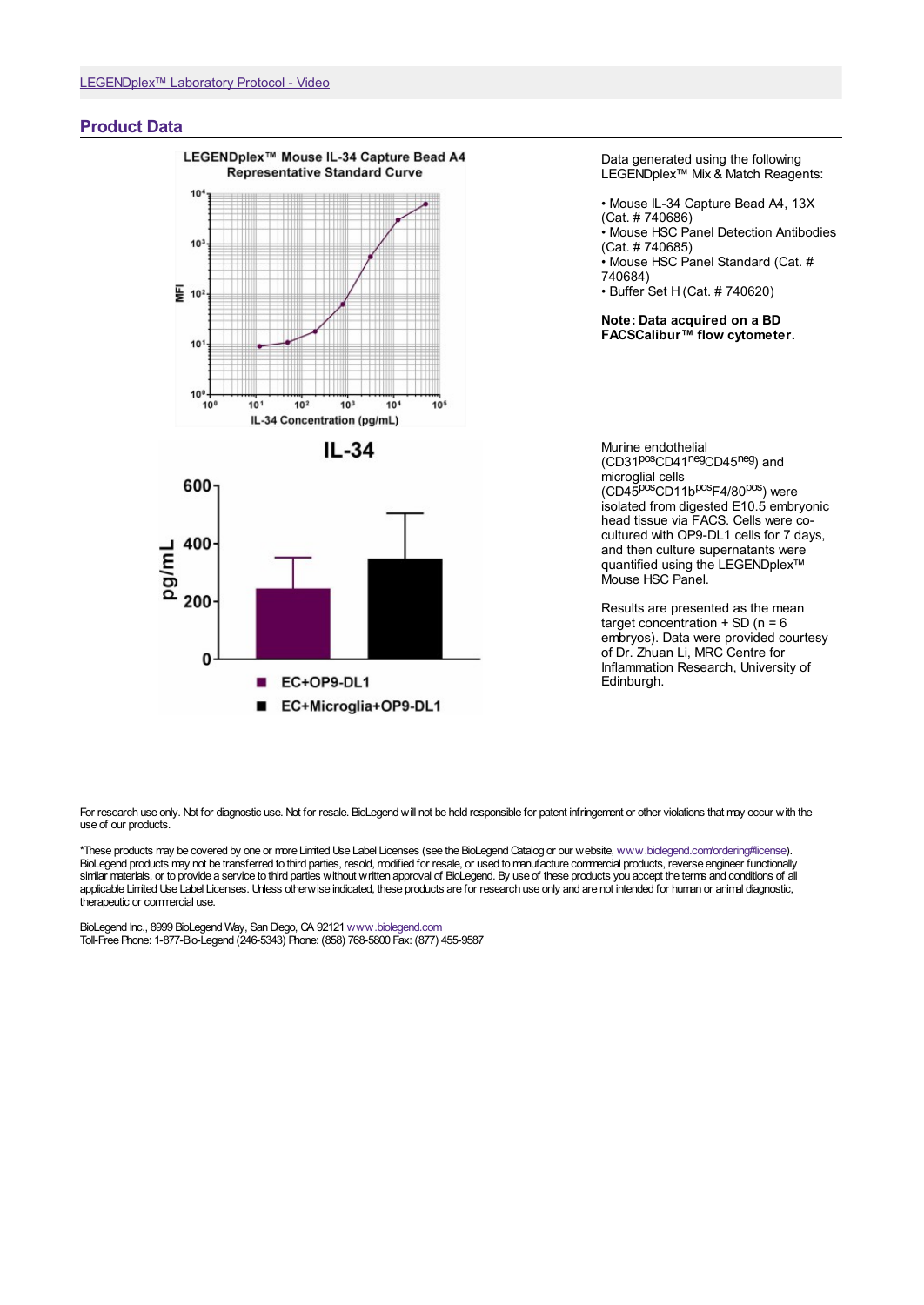LEGENDplex™ Laboratory Protocol - Video

## Product Data

LEGENDplex™ Mouse IL-34 Capture Bead A4
Representative Standard Curve

MFI

$10^0$ $10^1$ $10^2$ $10^3$ $10^4$

$10^0$ $10^1$ $10^2$ $10^3$ $10^4$ $10^5$

IL-34 Concentration (pg/mL)

Data generated using the following LEGENDplex™ Mix & Match Reagents:

- Mouse IL-34 Capture Bead A4, 13X (Cat. # 740686)
- Mouse HSC Panel Detection Antibodies (Cat. # 740685)
- Mouse HSC Panel Standard (Cat. # 740684)
- Buffer Set H (Cat. # 740620)

**Note: Data acquired on a BD FACSCalibur™ flow cytometer.**

IL-34

pg/mL

0 200 400 600

EC+OP9-DL1

EC+Microglia+OP9-DL1

Murine endothelial ($CD31^{pos}CD41^{neg}CD45^{neg}$) and microglial cells ($CD45^{pos}CD11b^{pos}F4/80^{pos}$) were isolated from digested E10.5 embryonic head tissue via FACS. Cells were co-cultured with OP9-DL1 cells for 7 days, and then culture supernatants were quantified using the LEGENDplex™ Mouse HSC Panel.

Results are presented as the mean target concentration + SD (n = 6 embryos). Data were provided courtesy of Dr. Zhuan Li, MRC Centre for Inflammation Research, University of Edinburgh.

For research use only. Not for diagnostic use. Not for resale. BioLegend will not be held responsible for patent infringement or other violations that may occur with the use of our products.

*These products may be covered by one or more Limited Use Label Licenses (see the BioLegend Catalog or our website, www.biolegend.com/ordering#license). BioLegend products may not be transferred to third parties, resold, modified for resale, or used to manufacture commercial products, reverse engineer functionally similar materials, or to provide a service to third parties without written approval of BioLegend. By use of these products you accept the terms and conditions of all applicable Limited Use Label Licenses. Unless otherwise indicated, these products are for research use only and are not intended for human or animal diagnostic, therapeutic or commercial use.

BioLegend Inc., 8999 BioLegend Way, San Diego, CA 92121 www.biolegend.com
Toll-Free Phone: 1-877-Bio-Legend (246-5343) Phone: (858) 768-5800 Fax: (877) 455-9587